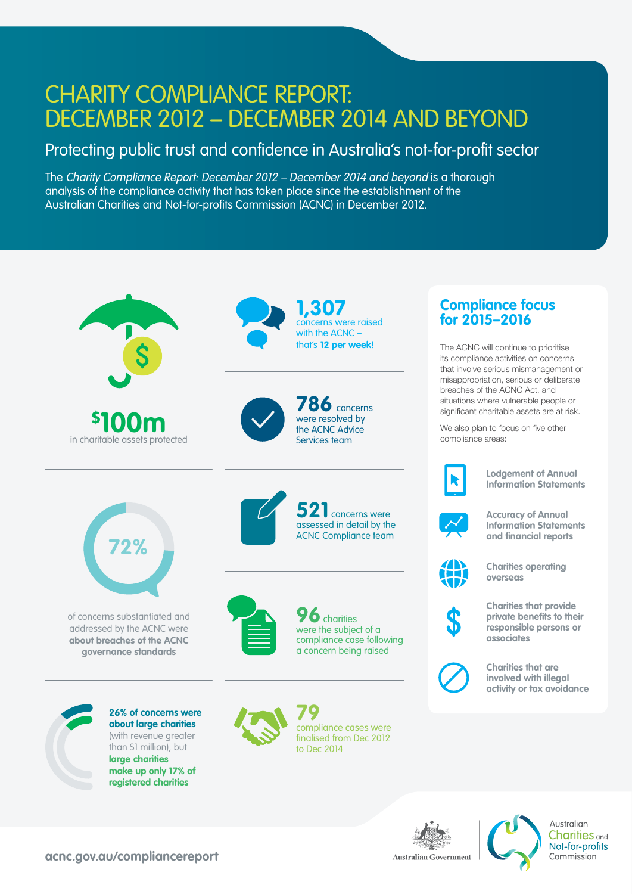# CHARITY COMPLIANCE REPORT: DECEMBER 2012 – DECEMBER 2014 AND BEYOND

## Protecting public trust and confidence in Australia's not-for-profit sector

The *Charity Compliance Report: December 2012 – December 2014 and beyond* is a thorough analysis of the compliance activity that has taken place since the establishment of the Australian Charities and Not-for-profits Commission (ACNC) in December 2012.

**$100m** in charitable assets protected

**1,307** concerns were raised with the ACNC – that's **12 per week!**

**786** concerns were resolved by the ACNC Advice Services team

**72%** of concerns substantiated and addressed by the ACNC were **about breaches of the ACNC governance standards**

**521** concerns were assessed in detail by the ACNC Compliance team

**96** charities were the subject of a compliance case following a concern being raised

**26% of concerns were about large charities** (with revenue greater than $1 million), but **large charities make up only 17% of registered charities**

**79** compliance cases were finalised from Dec 2012 to Dec 2014

## Compliance focus for 2015–2016

The ACNC will continue to prioritise its compliance activities on concerns that involve serious mismanagement or misappropriation, serious or deliberate breaches of the ACNC Act, and situations where vulnerable people or significant charitable assets are at risk.

We also plan to focus on five other compliance areas:

- **Lodgement of Annual Information Statements**
- **Accuracy of Annual Information Statements and financial reports**
- **Charities operating overseas**
- **Charities that provide private benefits to their responsible persons or associates**
- **Charities that are involved with illegal activity or tax avoidance**

acnc.gov.au/compliancereport

Australian Government

Australian Charities and Not-for-profits Commission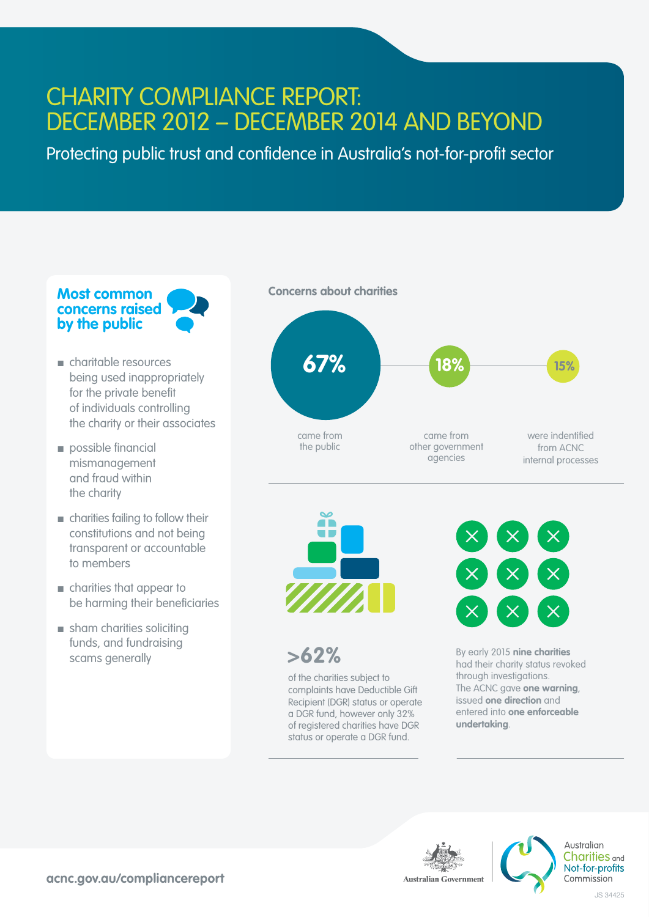# CHARITY COMPLIANCE REPORT: DECEMBER 2012 – DECEMBER 2014 AND BEYOND

Protecting public trust and confidence in Australia's not-for-profit sector

## Most common concerns raised by the public

- charitable resources being used inappropriately for the private benefit of individuals controlling the charity or their associates
- possible financial mismanagement and fraud within the charity
- charities failing to follow their constitutions and not being transparent or accountable to members
- charities that appear to be harming their beneficiaries
- sham charities soliciting funds, and fundraising scams generally

## Concerns about charities

67%
came from the public

18%
came from other government agencies

15%
were indentified from ACNC internal processes

**>62%**

of the charities subject to complaints have Deductible Gift Recipient (DGR) status or operate a DGR fund, however only 32% of registered charities have DGR status or operate a DGR fund.

By early 2015 **nine charities** had their charity status revoked through investigations. The ACNC gave **one warning**, issued **one direction** and entered into **one enforceable undertaking**.

acnc.gov.au/compliancereport

Australian Government

Australian Charities and Not-for-profits Commission

JS 34425